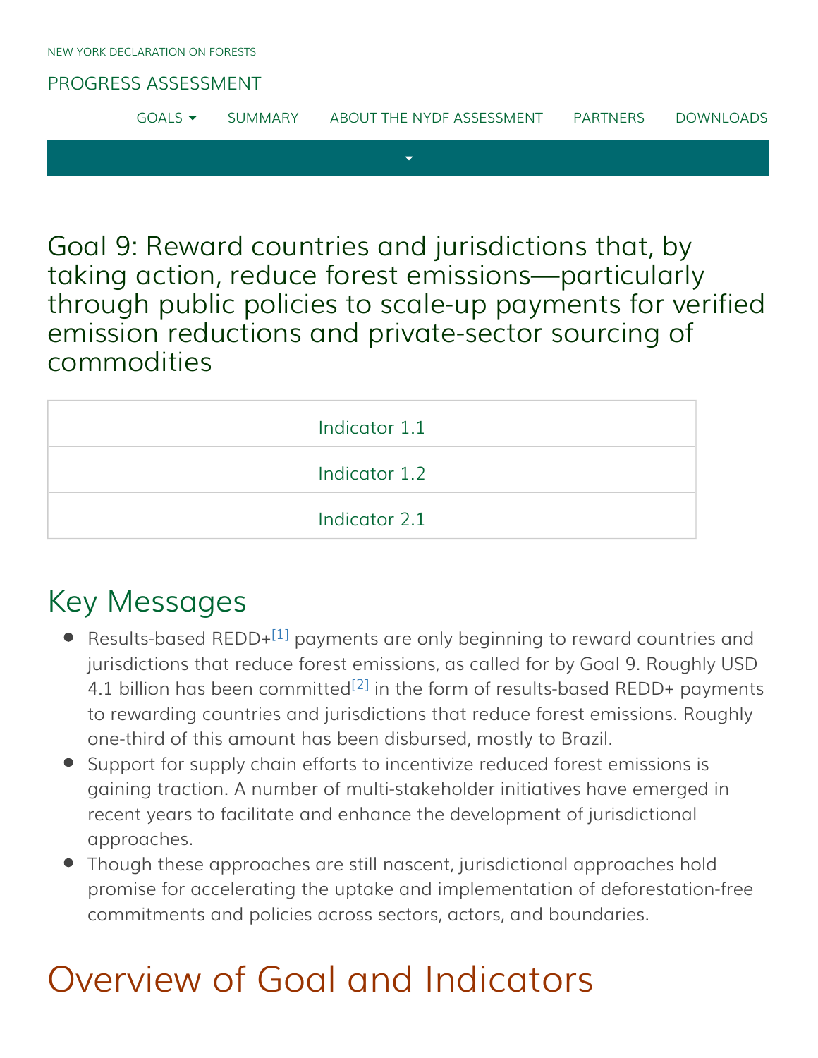NEW YORK DECLARATION ON FORESTS

PROGRESS ASSESSMENT

GOALS SUMMARY ABOUT THE NYDF ASSESSMENT PARTNERS DOWNLOADS

# Goal 9: Reward countries and jurisdictions that, by taking action, reduce forest emissions—particularly through public policies to scale-up payments for verified emission reductions and private-sector sourcing of commodities

| Indicator 1.1 |
| --- |
| Indicator 1.2 |
| Indicator 2.1 |

## Key Messages

- Results-based REDD+[1] payments are only beginning to reward countries and jurisdictions that reduce forest emissions, as called for by Goal 9. Roughly USD 4.1 billion has been committed[2] in the form of results-based REDD+ payments to rewarding countries and jurisdictions that reduce forest emissions. Roughly one-third of this amount has been disbursed, mostly to Brazil.
- Support for supply chain efforts to incentivize reduced forest emissions is gaining traction. A number of multi-stakeholder initiatives have emerged in recent years to facilitate and enhance the development of jurisdictional approaches.
- Though these approaches are still nascent, jurisdictional approaches hold promise for accelerating the uptake and implementation of deforestation-free commitments and policies across sectors, actors, and boundaries.

# Overview of Goal and Indicators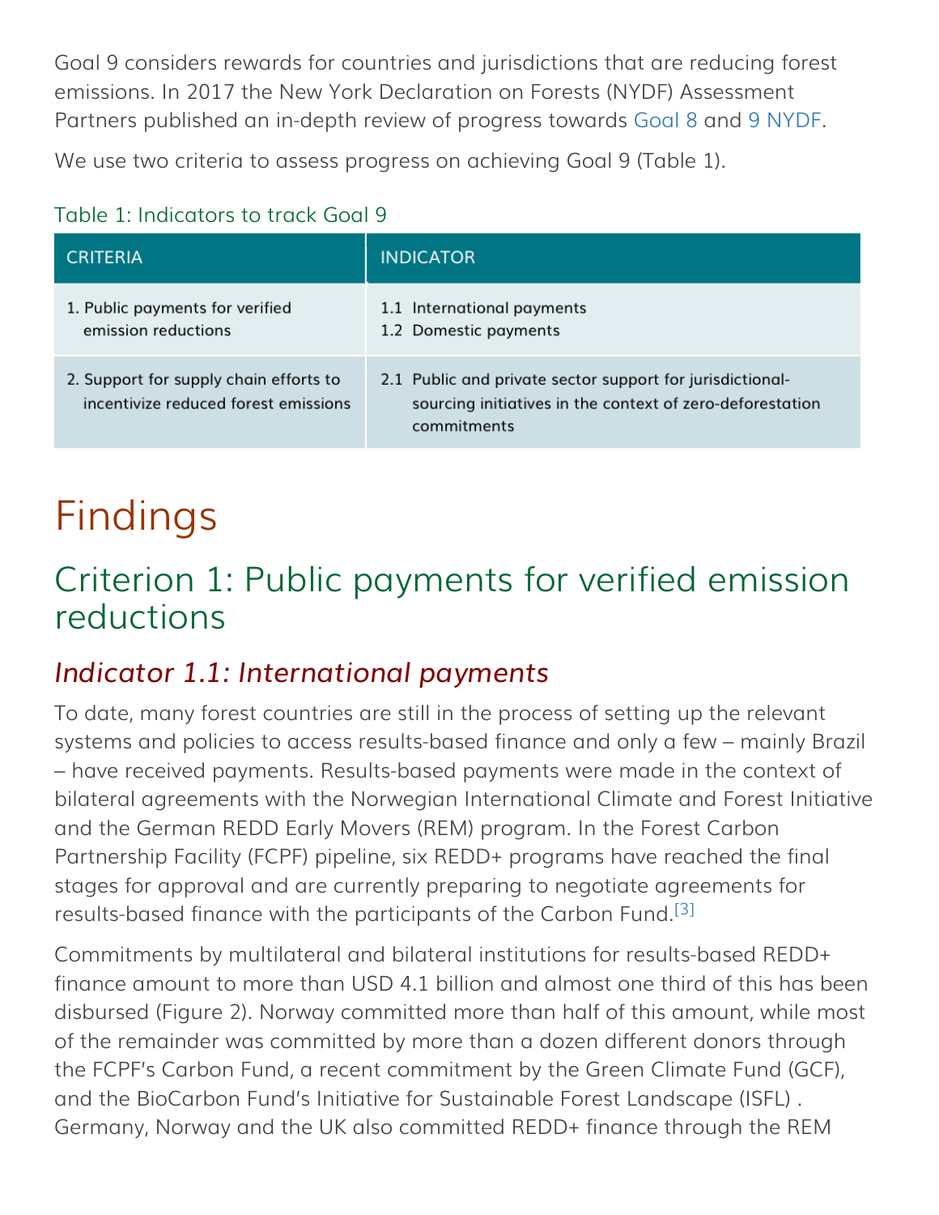Goal 9 considers rewards for countries and jurisdictions that are reducing forest emissions. In 2017 the New York Declaration on Forests (NYDF) Assessment Partners published an in-depth review of progress towards Goal 8 and 9 NYDF.

We use two criteria to assess progress on achieving Goal 9 (Table 1).

Table 1: Indicators to track Goal 9

| CRITERIA | INDICATOR |
|---|---|
| 1. Public payments for verified emission reductions | 1.1 International payments<br>1.2 Domestic payments |
| 2. Support for supply chain efforts to incentivize reduced forest emissions | 2.1 Public and private sector support for jurisdictional-sourcing initiatives in the context of zero-deforestation commitments |

# Findings

## Criterion 1: Public payments for verified emission reductions

### *Indicator 1.1: International payments*

To date, many forest countries are still in the process of setting up the relevant systems and policies to access results-based finance and only a few – mainly Brazil – have received payments. Results-based payments were made in the context of bilateral agreements with the Norwegian International Climate and Forest Initiative and the German REDD Early Movers (REM) program. In the Forest Carbon Partnership Facility (FCPF) pipeline, six REDD+ programs have reached the final stages for approval and are currently preparing to negotiate agreements for results-based finance with the participants of the Carbon Fund.[3]

Commitments by multilateral and bilateral institutions for results-based REDD+ finance amount to more than USD 4.1 billion and almost one third of this has been disbursed (Figure 2). Norway committed more than half of this amount, while most of the remainder was committed by more than a dozen different donors through the FCPF's Carbon Fund, a recent commitment by the Green Climate Fund (GCF), and the BioCarbon Fund's Initiative for Sustainable Forest Landscape (ISFL) . Germany, Norway and the UK also committed REDD+ finance through the REM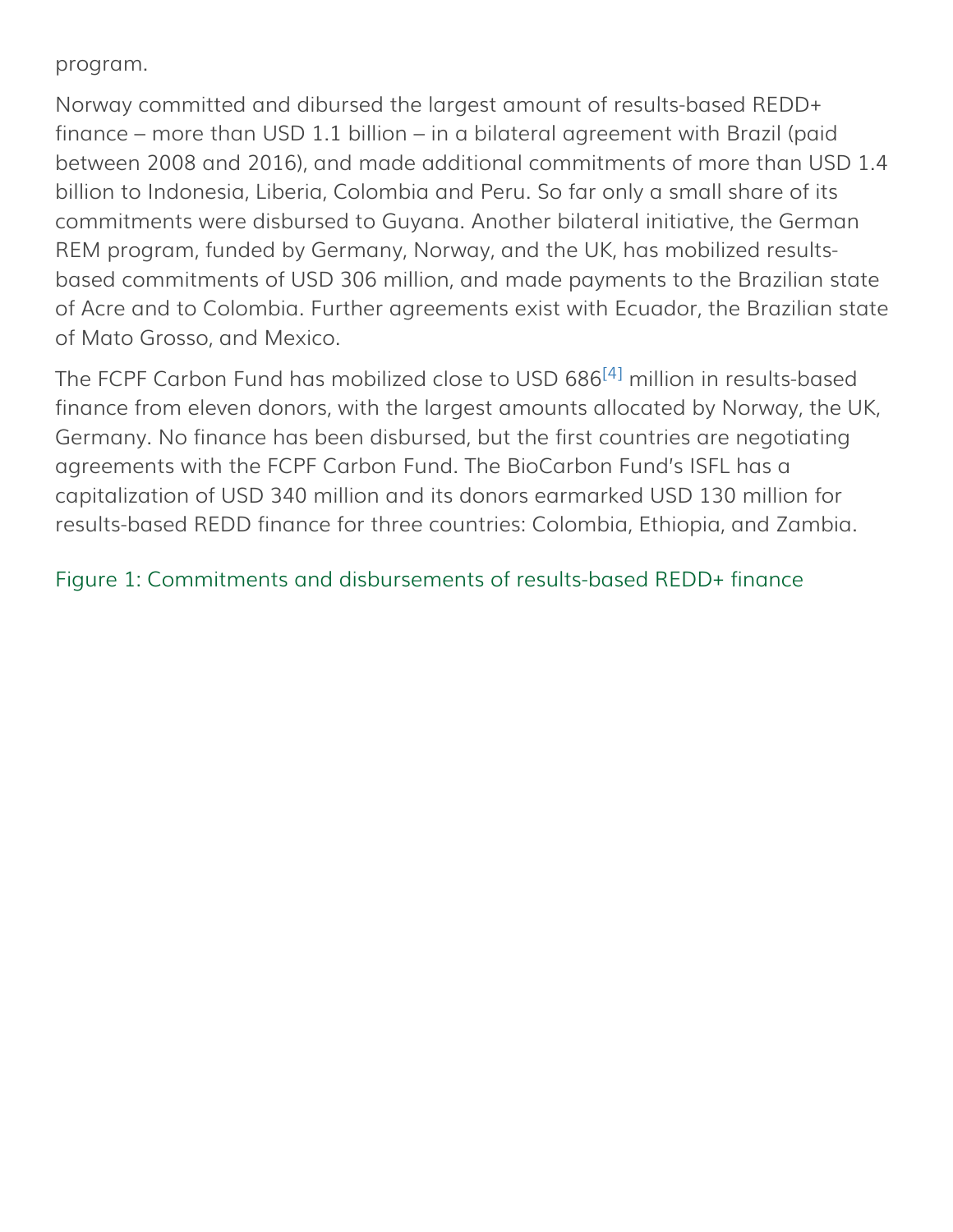program.

Norway committed and dibursed the largest amount of results-based REDD+ finance – more than USD 1.1 billion – in a bilateral agreement with Brazil (paid between 2008 and 2016), and made additional commitments of more than USD 1.4 billion to Indonesia, Liberia, Colombia and Peru. So far only a small share of its commitments were disbursed to Guyana. Another bilateral initiative, the German REM program, funded by Germany, Norway, and the UK, has mobilized results-based commitments of USD 306 million, and made payments to the Brazilian state of Acre and to Colombia. Further agreements exist with Ecuador, the Brazilian state of Mato Grosso, and Mexico.

The FCPF Carbon Fund has mobilized close to USD 686[4] million in results-based finance from eleven donors, with the largest amounts allocated by Norway, the UK, Germany. No finance has been disbursed, but the first countries are negotiating agreements with the FCPF Carbon Fund. The BioCarbon Fund's ISFL has a capitalization of USD 340 million and its donors earmarked USD 130 million for results-based REDD finance for three countries: Colombia, Ethiopia, and Zambia.

Figure 1: Commitments and disbursements of results-based REDD+ finance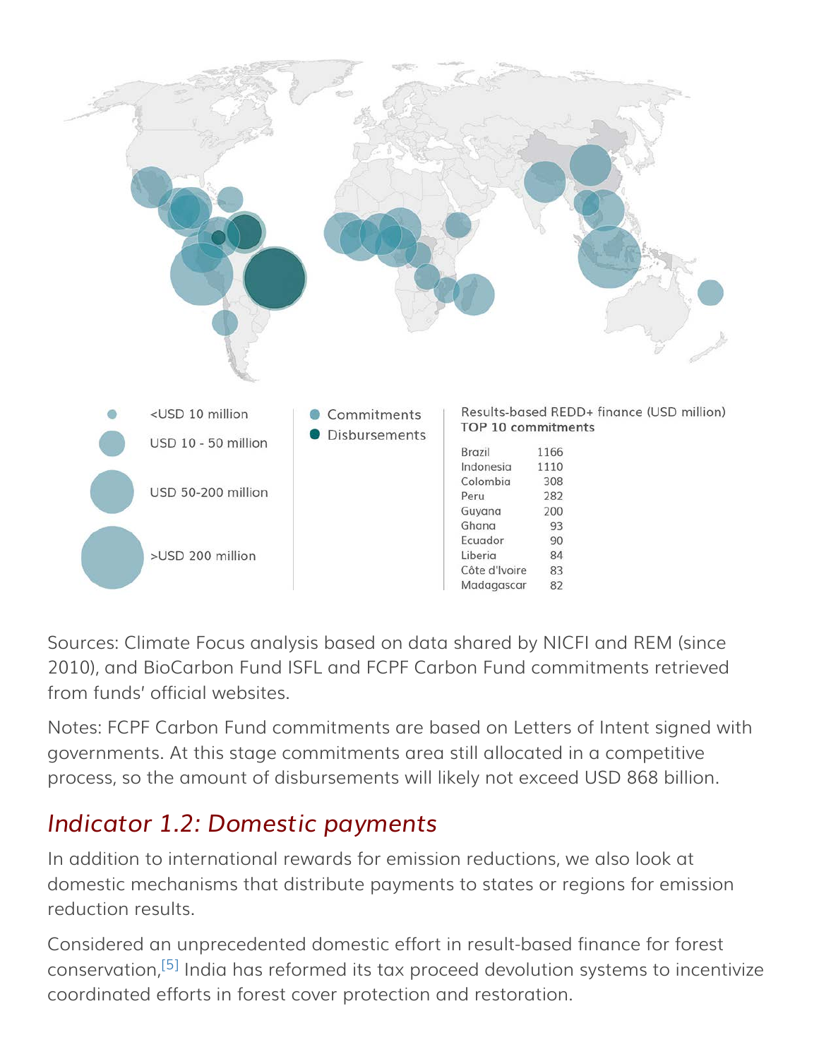| Legend (size) | |
|---|---|
| <USD 10 million | |
| USD 10 - 50 million | |
| USD 50-200 million | |
| >USD 200 million | |

- Commitments
- Disbursements

Results-based REDD+ finance (USD million)
**TOP 10 commitments**

| Country | USD million |
|---|---|
| Brazil | 1166 |
| Indonesia | 1110 |
| Colombia | 308 |
| Peru | 282 |
| Guyana | 200 |
| Ghana | 93 |
| Ecuador | 90 |
| Liberia | 84 |
| Côte d'Ivoire | 83 |
| Madagascar | 82 |

Sources: Climate Focus analysis based on data shared by NICFI and REM (since 2010), and BioCarbon Fund ISFL and FCPF Carbon Fund commitments retrieved from funds' official websites.

Notes: FCPF Carbon Fund commitments are based on Letters of Intent signed with governments. At this stage commitments area still allocated in a competitive process, so the amount of disbursements will likely not exceed USD 868 billion.

## *Indicator 1.2: Domestic payments*

In addition to international rewards for emission reductions, we also look at domestic mechanisms that distribute payments to states or regions for emission reduction results.

Considered an unprecedented domestic effort in result-based finance for forest conservation,[5] India has reformed its tax proceed devolution systems to incentivize coordinated efforts in forest cover protection and restoration.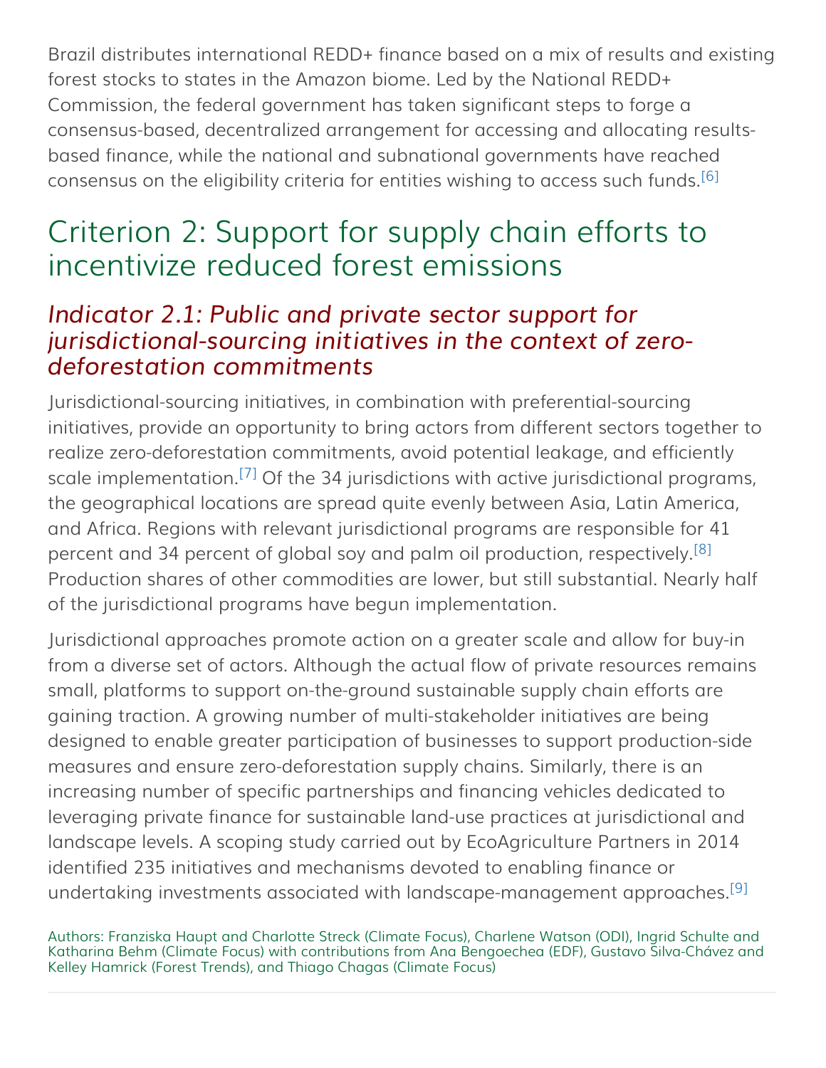Brazil distributes international REDD+ finance based on a mix of results and existing forest stocks to states in the Amazon biome. Led by the National REDD+ Commission, the federal government has taken significant steps to forge a consensus-based, decentralized arrangement for accessing and allocating results-based finance, while the national and subnational governments have reached consensus on the eligibility criteria for entities wishing to access such funds.[6]

## Criterion 2: Support for supply chain efforts to incentivize reduced forest emissions

### *Indicator 2.1: Public and private sector support for jurisdictional-sourcing initiatives in the context of zero-deforestation commitments*

Jurisdictional-sourcing initiatives, in combination with preferential-sourcing initiatives, provide an opportunity to bring actors from different sectors together to realize zero-deforestation commitments, avoid potential leakage, and efficiently scale implementation.[7] Of the 34 jurisdictions with active jurisdictional programs, the geographical locations are spread quite evenly between Asia, Latin America, and Africa. Regions with relevant jurisdictional programs are responsible for 41 percent and 34 percent of global soy and palm oil production, respectively.[8] Production shares of other commodities are lower, but still substantial. Nearly half of the jurisdictional programs have begun implementation.

Jurisdictional approaches promote action on a greater scale and allow for buy-in from a diverse set of actors. Although the actual flow of private resources remains small, platforms to support on-the-ground sustainable supply chain efforts are gaining traction. A growing number of multi-stakeholder initiatives are being designed to enable greater participation of businesses to support production-side measures and ensure zero-deforestation supply chains. Similarly, there is an increasing number of specific partnerships and financing vehicles dedicated to leveraging private finance for sustainable land-use practices at jurisdictional and landscape levels. A scoping study carried out by EcoAgriculture Partners in 2014 identified 235 initiatives and mechanisms devoted to enabling finance or undertaking investments associated with landscape-management approaches.[9]

Authors: Franziska Haupt and Charlotte Streck (Climate Focus), Charlene Watson (ODI), Ingrid Schulte and Katharina Behm (Climate Focus) with contributions from Ana Bengoechea (EDF), Gustavo Silva-Chávez and Kelley Hamrick (Forest Trends), and Thiago Chagas (Climate Focus)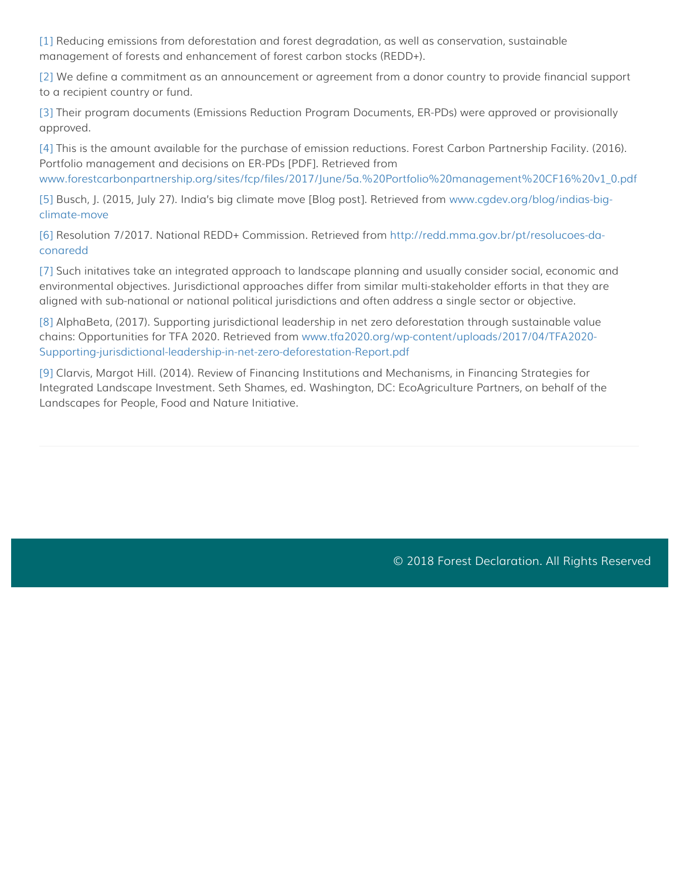[1] Reducing emissions from deforestation and forest degradation, as well as conservation, sustainable management of forests and enhancement of forest carbon stocks (REDD+).

[2] We define a commitment as an announcement or agreement from a donor country to provide financial support to a recipient country or fund.

[3] Their program documents (Emissions Reduction Program Documents, ER-PDs) were approved or provisionally approved.

[4] This is the amount available for the purchase of emission reductions. Forest Carbon Partnership Facility. (2016). Portfolio management and decisions on ER-PDs [PDF]. Retrieved from www.forestcarbonpartnership.org/sites/fcp/files/2017/June/5a.%20Portfolio%20management%20CF16%20v1_0.pdf

[5] Busch, J. (2015, July 27). India's big climate move [Blog post]. Retrieved from www.cgdev.org/blog/indias-big-climate-move

[6] Resolution 7/2017. National REDD+ Commission. Retrieved from http://redd.mma.gov.br/pt/resolucoes-da-conaredd

[7] Such initatives take an integrated approach to landscape planning and usually consider social, economic and environmental objectives. Jurisdictional approaches differ from similar multi-stakeholder efforts in that they are aligned with sub-national or national political jurisdictions and often address a single sector or objective.

[8] AlphaBeta, (2017). Supporting jurisdictional leadership in net zero deforestation through sustainable value chains: Opportunities for TFA 2020. Retrieved from www.tfa2020.org/wp-content/uploads/2017/04/TFA2020-Supporting-jurisdictional-leadership-in-net-zero-deforestation-Report.pdf

[9] Clarvis, Margot Hill. (2014). Review of Financing Institutions and Mechanisms, in Financing Strategies for Integrated Landscape Investment. Seth Shames, ed. Washington, DC: EcoAgriculture Partners, on behalf of the Landscapes for People, Food and Nature Initiative.

© 2018 Forest Declaration. All Rights Reserved